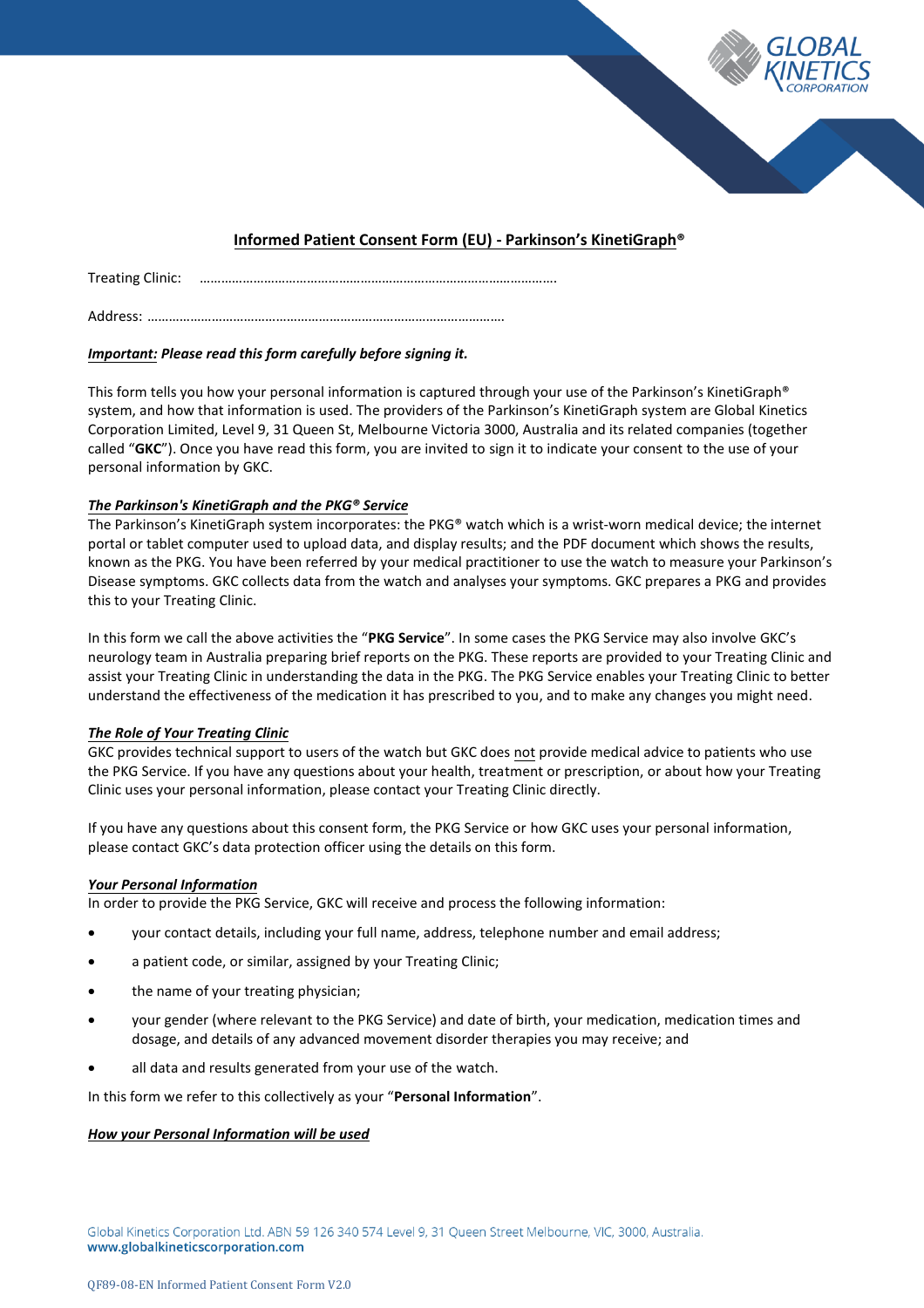# Informed Patient Consent Form (EU) - Parkinson's KinetiGraph®

Treating Clinic: ……………………………………………………………………………………….

Address: ……………………………………………………………………………………….

***Important:* Please read this form carefully before signing it.**

This form tells you how your personal information is captured through your use of the Parkinson's KinetiGraph® system, and how that information is used. The providers of the Parkinson's KinetiGraph system are Global Kinetics Corporation Limited, Level 9, 31 Queen St, Melbourne Victoria 3000, Australia and its related companies (together called "**GKC**"). Once you have read this form, you are invited to sign it to indicate your consent to the use of your personal information by GKC.

***The Parkinson's KinetiGraph and the PKG® Service***

The Parkinson's KinetiGraph system incorporates: the PKG® watch which is a wrist-worn medical device; the internet portal or tablet computer used to upload data, and display results; and the PDF document which shows the results, known as the PKG. You have been referred by your medical practitioner to use the watch to measure your Parkinson's Disease symptoms. GKC collects data from the watch and analyses your symptoms. GKC prepares a PKG and provides this to your Treating Clinic.

In this form we call the above activities the "**PKG Service**". In some cases the PKG Service may also involve GKC's neurology team in Australia preparing brief reports on the PKG. These reports are provided to your Treating Clinic and assist your Treating Clinic in understanding the data in the PKG. The PKG Service enables your Treating Clinic to better understand the effectiveness of the medication it has prescribed to you, and to make any changes you might need.

***The Role of Your Treating Clinic***

GKC provides technical support to users of the watch but GKC does not provide medical advice to patients who use the PKG Service. If you have any questions about your health, treatment or prescription, or about how your Treating Clinic uses your personal information, please contact your Treating Clinic directly.

If you have any questions about this consent form, the PKG Service or how GKC uses your personal information, please contact GKC's data protection officer using the details on this form.

***Your Personal Information***

In order to provide the PKG Service, GKC will receive and process the following information:

- your contact details, including your full name, address, telephone number and email address;
- a patient code, or similar, assigned by your Treating Clinic;
- the name of your treating physician;
- your gender (where relevant to the PKG Service) and date of birth, your medication, medication times and dosage, and details of any advanced movement disorder therapies you may receive; and
- all data and results generated from your use of the watch.

In this form we refer to this collectively as your "**Personal Information**".

***How your Personal Information will be used***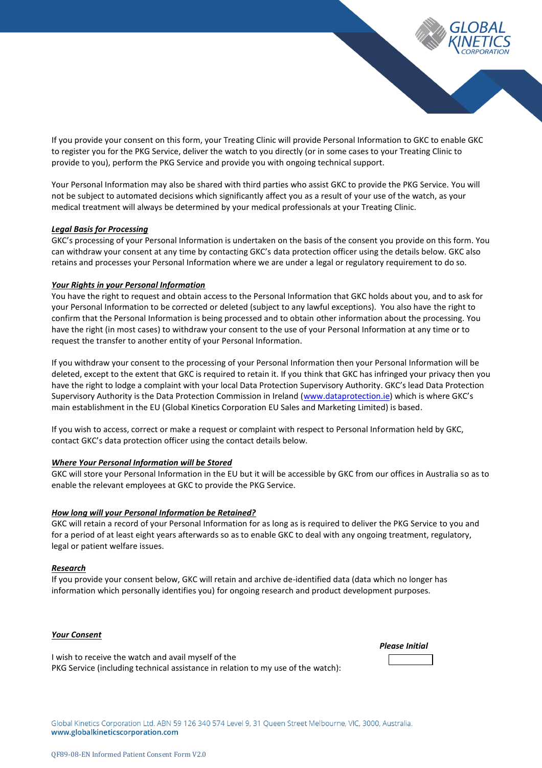If you provide your consent on this form, your Treating Clinic will provide Personal Information to GKC to enable GKC to register you for the PKG Service, deliver the watch to you directly (or in some cases to your Treating Clinic to provide to you), perform the PKG Service and provide you with ongoing technical support.

Your Personal Information may also be shared with third parties who assist GKC to provide the PKG Service. You will not be subject to automated decisions which significantly affect you as a result of your use of the watch, as your medical treatment will always be determined by your medical professionals at your Treating Clinic.

***Legal Basis for Processing***

GKC's processing of your Personal Information is undertaken on the basis of the consent you provide on this form. You can withdraw your consent at any time by contacting GKC's data protection officer using the details below. GKC also retains and processes your Personal Information where we are under a legal or regulatory requirement to do so.

***Your Rights in your Personal Information***

You have the right to request and obtain access to the Personal Information that GKC holds about you, and to ask for your Personal Information to be corrected or deleted (subject to any lawful exceptions). You also have the right to confirm that the Personal Information is being processed and to obtain other information about the processing. You have the right (in most cases) to withdraw your consent to the use of your Personal Information at any time or to request the transfer to another entity of your Personal Information.

If you withdraw your consent to the processing of your Personal Information then your Personal Information will be deleted, except to the extent that GKC is required to retain it. If you think that GKC has infringed your privacy then you have the right to lodge a complaint with your local Data Protection Supervisory Authority. GKC's lead Data Protection Supervisory Authority is the Data Protection Commission in Ireland (www.dataprotection.ie) which is where GKC's main establishment in the EU (Global Kinetics Corporation EU Sales and Marketing Limited) is based.

If you wish to access, correct or make a request or complaint with respect to Personal Information held by GKC, contact GKC's data protection officer using the contact details below.

***Where Your Personal Information will be Stored***

GKC will store your Personal Information in the EU but it will be accessible by GKC from our offices in Australia so as to enable the relevant employees at GKC to provide the PKG Service.

***How long will your Personal Information be Retained?***

GKC will retain a record of your Personal Information for as long as is required to deliver the PKG Service to you and for a period of at least eight years afterwards so as to enable GKC to deal with any ongoing treatment, regulatory, legal or patient welfare issues.

***Research***

If you provide your consent below, GKC will retain and archive de-identified data (data which no longer has information which personally identifies you) for ongoing research and product development purposes.

***Your Consent***

| | ***Please Initial*** |
|---|---|
| I wish to receive the watch and avail myself of the PKG Service (including technical assistance in relation to my use of the watch): | |

Global Kinetics Corporation Ltd. ABN 59 126 340 574 Level 9, 31 Queen Street Melbourne, VIC, 3000, Australia.
www.globalkineticscorporation.com

QF89-08-EN Informed Patient Consent Form V2.0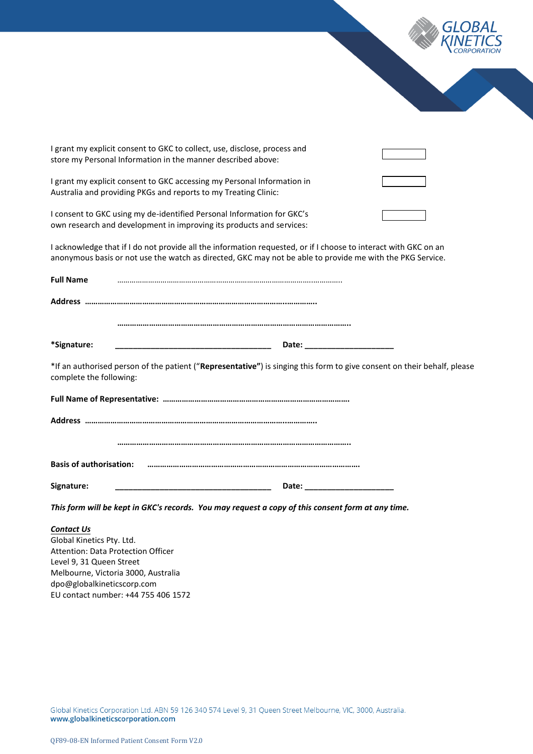I grant my explicit consent to GKC to collect, use, disclose, process and store my Personal Information in the manner described above: ☐

I grant my explicit consent to GKC accessing my Personal Information in Australia and providing PKGs and reports to my Treating Clinic: ☐

I consent to GKC using my de-identified Personal Information for GKC's own research and development in improving its products and services: ☐

I acknowledge that if I do not provide all the information requested, or if I choose to interact with GKC on an anonymous basis or not use the watch as directed, GKC may not be able to provide me with the PKG Service.

**Full Name** ……………………………………………………………………………………………

**Address** ……………………………………………………………………………………………

……………………………………………………………………………………………

***Signature:** ____________________________________ **Date:** ____________________

*If an authorised person of the patient ("**Representative"**) is singing this form to give consent on their behalf, please complete the following:

**Full Name of Representative:** ……………………………………………………………………………

**Address** ……………………………………………………………………………………………

……………………………………………………………………………………………

**Basis of authorisation:** ……………………………………………………………………………………

**Signature:** ____________________________________ **Date:** ____________________

***This form will be kept in GKC's records. You may request a copy of this consent form at any time.***

***Contact Us***
Global Kinetics Pty. Ltd.
Attention: Data Protection Officer
Level 9, 31 Queen Street
Melbourne, Victoria 3000, Australia
dpo@globalkineticscorp.com
EU contact number: +44 755 406 1572